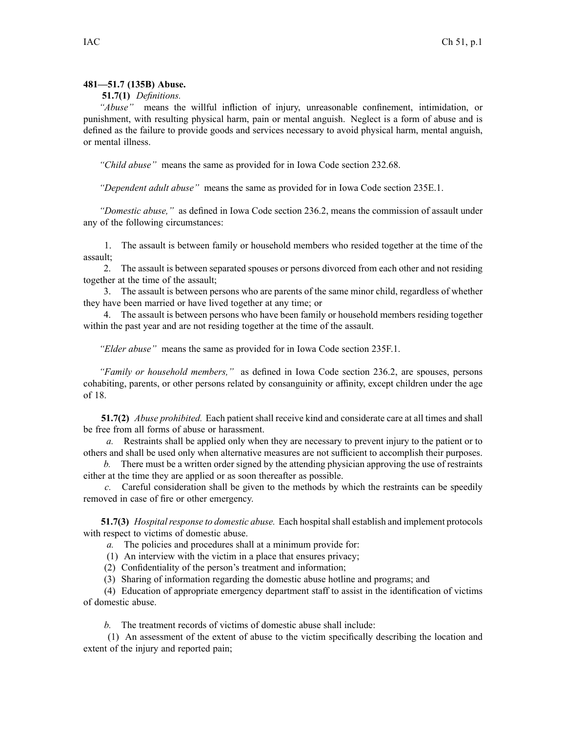**481—51.7 (135B) Abuse.**

**51.7(1)** *Definitions.*

*"Abuse"* means the willful infliction of injury, unreasonable confinement, intimidation, or punishment, with resulting physical harm, pain or mental anguish. Neglect is a form of abuse and is defined as the failure to provide goods and services necessary to avoid physical harm, mental anguish, or mental illness.

*"Child abuse"* means the same as provided for in Iowa Code section 232.68.

*"Dependent adult abuse"* means the same as provided for in Iowa Code section 235E.1.

*"Domestic abuse,"* as defined in Iowa Code section 236.2, means the commission of assault under any of the following circumstances:

1. The assault is between family or household members who resided together at the time of the assault;
2. The assault is between separated spouses or persons divorced from each other and not residing together at the time of the assault;
3. The assault is between persons who are parents of the same minor child, regardless of whether they have been married or have lived together at any time; or
4. The assault is between persons who have been family or household members residing together within the past year and are not residing together at the time of the assault.

*"Elder abuse"* means the same as provided for in Iowa Code section 235F.1.

*"Family or household members,"* as defined in Iowa Code section 236.2, are spouses, persons cohabiting, parents, or other persons related by consanguinity or affinity, except children under the age of 18.

**51.7(2)** *Abuse prohibited.* Each patient shall receive kind and considerate care at all times and shall be free from all forms of abuse or harassment.

*a.* Restraints shall be applied only when they are necessary to prevent injury to the patient or to others and shall be used only when alternative measures are not sufficient to accomplish their purposes.

*b.* There must be a written order signed by the attending physician approving the use of restraints either at the time they are applied or as soon thereafter as possible.

*c.* Careful consideration shall be given to the methods by which the restraints can be speedily removed in case of fire or other emergency.

**51.7(3)** *Hospital response to domestic abuse.* Each hospital shall establish and implement protocols with respect to victims of domestic abuse.

*a.* The policies and procedures shall at a minimum provide for:

(1) An interview with the victim in a place that ensures privacy;

(2) Confidentiality of the person's treatment and information;

(3) Sharing of information regarding the domestic abuse hotline and programs; and

(4) Education of appropriate emergency department staff to assist in the identification of victims of domestic abuse.

*b.* The treatment records of victims of domestic abuse shall include:

(1) An assessment of the extent of abuse to the victim specifically describing the location and extent of the injury and reported pain;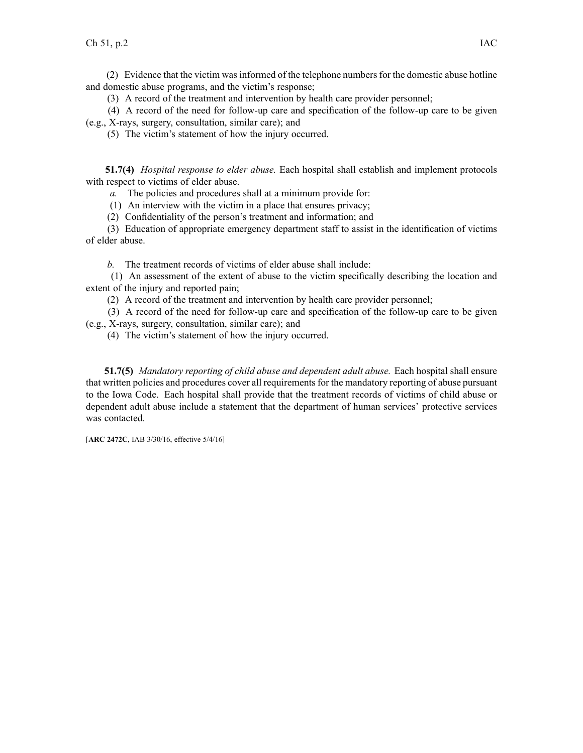(2) Evidence that the victim was informed of the telephone numbers for the domestic abuse hotline and domestic abuse programs, and the victim's response;

(3) A record of the treatment and intervention by health care provider personnel;

(4) A record of the need for follow-up care and specification of the follow-up care to be given (e.g., X-rays, surgery, consultation, similar care); and

(5) The victim's statement of how the injury occurred.

**51.7(4)** *Hospital response to elder abuse.* Each hospital shall establish and implement protocols with respect to victims of elder abuse.

*a.* The policies and procedures shall at a minimum provide for:

(1) An interview with the victim in a place that ensures privacy;

(2) Confidentiality of the person's treatment and information; and

(3) Education of appropriate emergency department staff to assist in the identification of victims of elder abuse.

*b.* The treatment records of victims of elder abuse shall include:

(1) An assessment of the extent of abuse to the victim specifically describing the location and extent of the injury and reported pain;

(2) A record of the treatment and intervention by health care provider personnel;

(3) A record of the need for follow-up care and specification of the follow-up care to be given (e.g., X-rays, surgery, consultation, similar care); and

(4) The victim's statement of how the injury occurred.

**51.7(5)** *Mandatory reporting of child abuse and dependent adult abuse.* Each hospital shall ensure that written policies and procedures cover all requirements for the mandatory reporting of abuse pursuant to the Iowa Code. Each hospital shall provide that the treatment records of victims of child abuse or dependent adult abuse include a statement that the department of human services' protective services was contacted.

[**ARC 2472C**, IAB 3/30/16, effective 5/4/16]